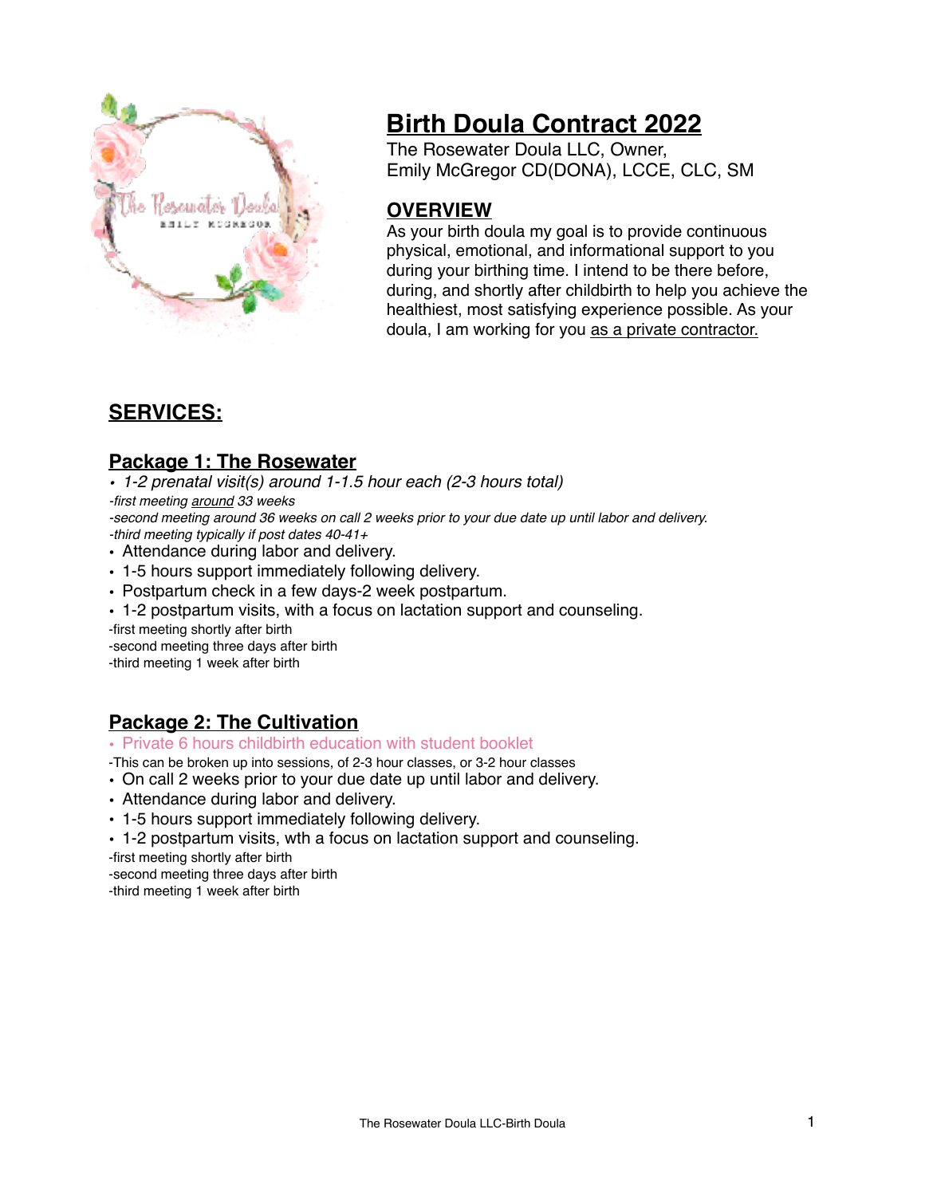# Birth Doula Contract 2022

The Rosewater Doula LLC, Owner,
Emily McGregor CD(DONA), LCCE, CLC, SM

## OVERVIEW

As your birth doula my goal is to provide continuous physical, emotional, and informational support to you during your birthing time. I intend to be there before, during, and shortly after childbirth to help you achieve the healthiest, most satisfying experience possible. As your doula, I am working for you as a private contractor.

## SERVICES:

### Package 1: The Rosewater

- *1-2 prenatal visit(s) around 1-1.5 hour each (2-3 hours total)*

*-first meeting around 33 weeks*
*-second meeting around 36 weeks on call 2 weeks prior to your due date up until labor and delivery.*
*-third meeting typically if post dates 40-41+*

- Attendance during labor and delivery.
- 1-5 hours support immediately following delivery.
- Postpartum check in a few days-2 week postpartum.
- 1-2 postpartum visits, with a focus on lactation support and counseling.

-first meeting shortly after birth
-second meeting three days after birth
-third meeting 1 week after birth

### Package 2: The Cultivation

- Private 6 hours childbirth education with student booklet

-This can be broken up into sessions, of 2-3 hour classes, or 3-2 hour classes

- On call 2 weeks prior to your due date up until labor and delivery.
- Attendance during labor and delivery.
- 1-5 hours support immediately following delivery.
- 1-2 postpartum visits, wth a focus on lactation support and counseling.

-first meeting shortly after birth
-second meeting three days after birth
-third meeting 1 week after birth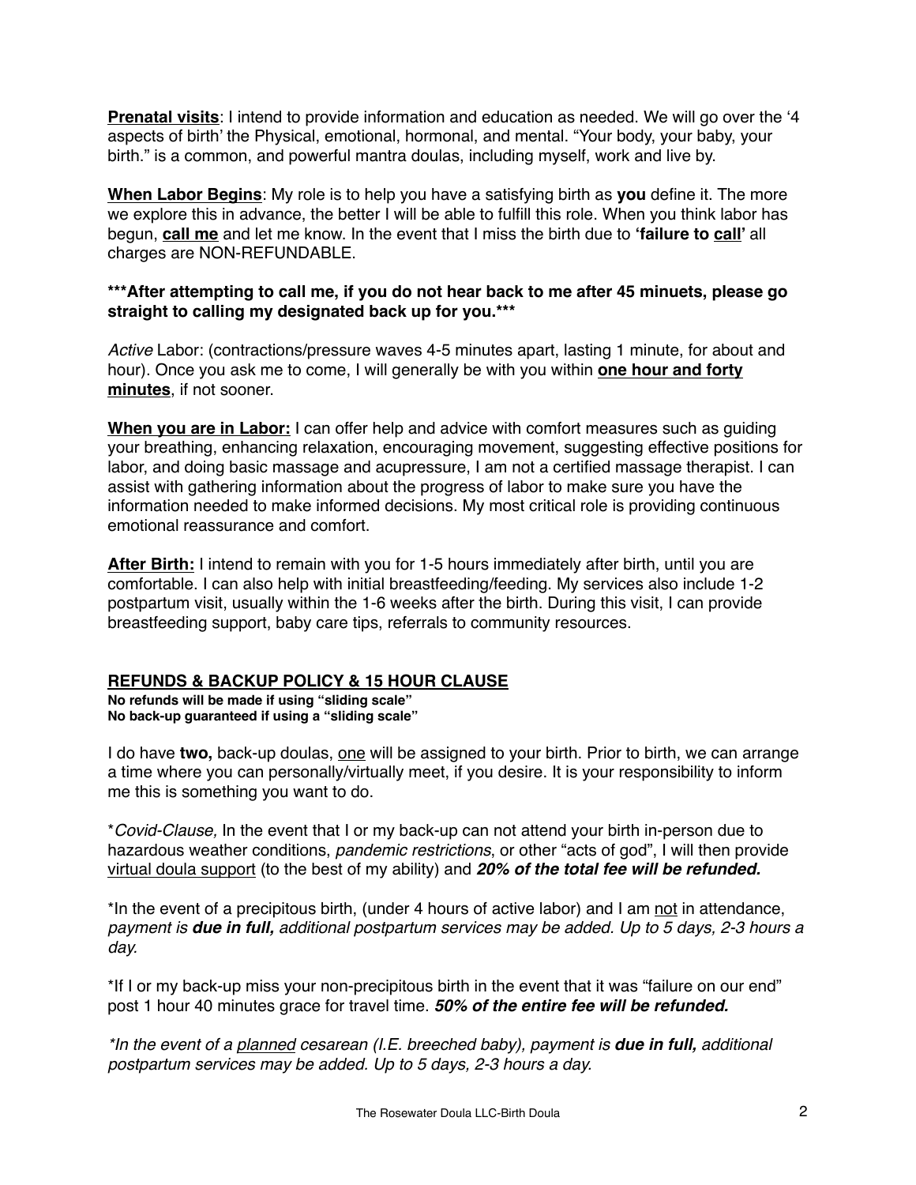**Prenatal visits**: I intend to provide information and education as needed. We will go over the '4 aspects of birth' the Physical, emotional, hormonal, and mental. "Your body, your baby, your birth." is a common, and powerful mantra doulas, including myself, work and live by.

**When Labor Begins**: My role is to help you have a satisfying birth as **you** define it. The more we explore this in advance, the better I will be able to fulfill this role. When you think labor has begun, **call me** and let me know. In the event that I miss the birth due to **'failure to call'** all charges are NON-REFUNDABLE.

**\*\*\*After attempting to call me, if you do not hear back to me after 45 minuets, please go straight to calling my designated back up for you.\*\*\***

*Active* Labor: (contractions/pressure waves 4-5 minutes apart, lasting 1 minute, for about and hour). Once you ask me to come, I will generally be with you within **one hour and forty minutes**, if not sooner.

**When you are in Labor:** I can offer help and advice with comfort measures such as guiding your breathing, enhancing relaxation, encouraging movement, suggesting effective positions for labor, and doing basic massage and acupressure, I am not a certified massage therapist. I can assist with gathering information about the progress of labor to make sure you have the information needed to make informed decisions. My most critical role is providing continuous emotional reassurance and comfort.

**After Birth:** I intend to remain with you for 1-5 hours immediately after birth, until you are comfortable. I can also help with initial breastfeeding/feeding. My services also include 1-2 postpartum visit, usually within the 1-6 weeks after the birth. During this visit, I can provide breastfeeding support, baby care tips, referrals to community resources.

## REFUNDS & BACKUP POLICY & 15 HOUR CLAUSE

**No refunds will be made if using "sliding scale"**
**No back-up guaranteed if using a "sliding scale"**

I do have **two,** back-up doulas, one will be assigned to your birth. Prior to birth, we can arrange a time where you can personally/virtually meet, if you desire. It is your responsibility to inform me this is something you want to do.

\**Covid-Clause,* In the event that I or my back-up can not attend your birth in-person due to hazardous weather conditions, *pandemic restrictions*, or other "acts of god", I will then provide virtual doula support (to the best of my ability) and ***20% of the total fee will be refunded.***

\*In the event of a precipitous birth, (under 4 hours of active labor) and I am not in attendance, *payment is **due in full,** additional postpartum services may be added. Up to 5 days, 2-3 hours a day.*

\*If I or my back-up miss your non-precipitous birth in the event that it was "failure on our end" post 1 hour 40 minutes grace for travel time. ***50% of the entire fee will be refunded.***

*\*In the event of a planned cesarean (I.E. breeched baby), payment is **due in full,** additional postpartum services may be added. Up to 5 days, 2-3 hours a day.*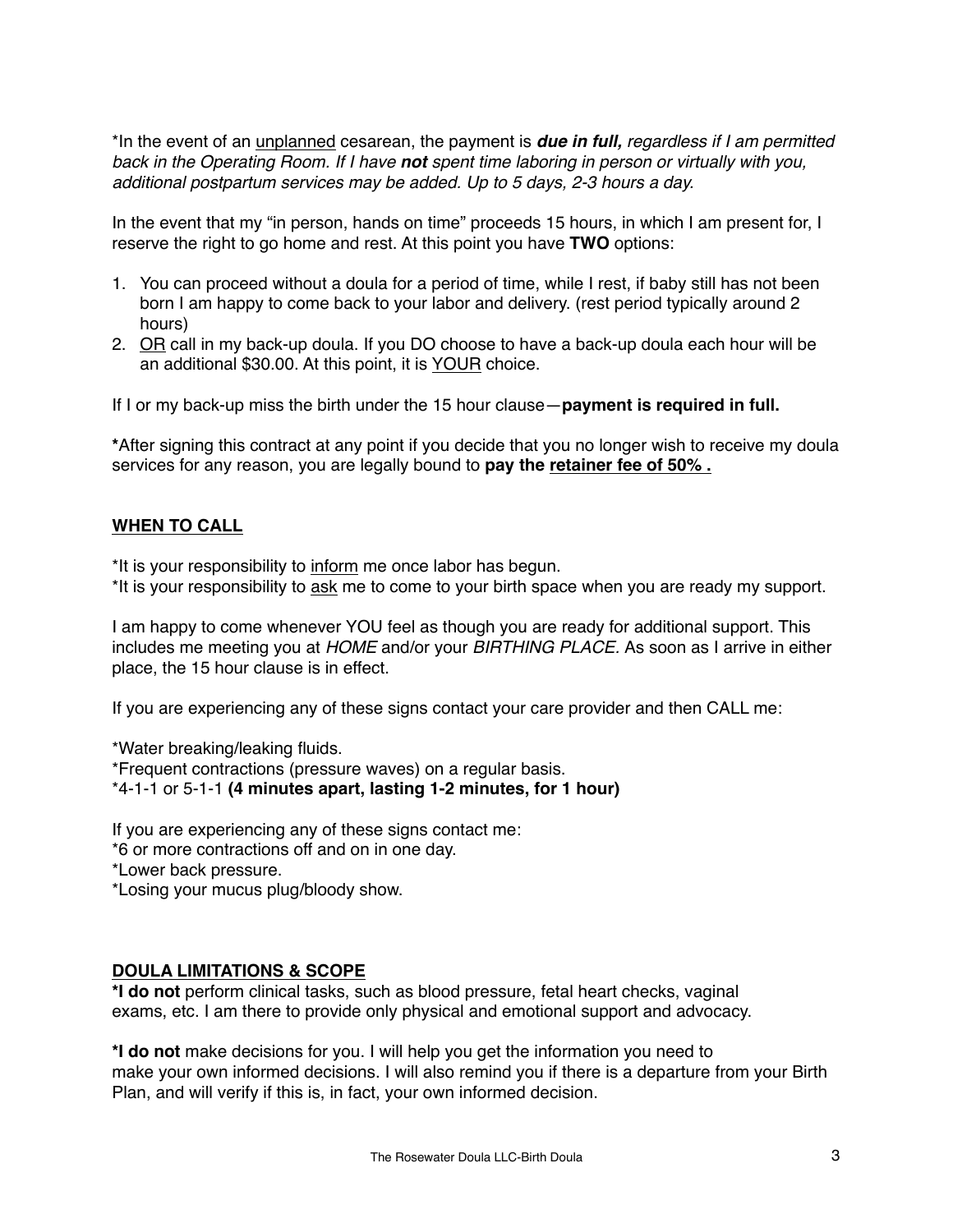*In the event of an <u>unplanned</u> cesarean, the payment is ***due in full,*** *regardless if I am permitted back in the Operating Room. If I have* ***not*** *spent time laboring in person or virtually with you, additional postpartum services may be added. Up to 5 days, 2-3 hours a day.*

In the event that my "in person, hands on time" proceeds 15 hours, in which I am present for, I reserve the right to go home and rest. At this point you have **TWO** options:

1. You can proceed without a doula for a period of time, while I rest, if baby still has not been born I am happy to come back to your labor and delivery. (rest period typically around 2 hours)
2. <u>OR</u> call in my back-up doula. If you DO choose to have a back-up doula each hour will be an additional $30.00. At this point, it is <u>YOUR</u> choice.

If I or my back-up miss the birth under the 15 hour clause—**payment is required in full.**

**\***After signing this contract at any point if you decide that you no longer wish to receive my doula services for any reason, you are legally bound to **pay the <u>retainer fee of 50% .</u>**

## <u>WHEN TO CALL</u>

*It is your responsibility to <u>inform</u> me once labor has begun.
*It is your responsibility to <u>ask</u> me to come to your birth space when you are ready my support.

I am happy to come whenever YOU feel as though you are ready for additional support. This includes me meeting you at *HOME* and/or your *BIRTHING PLACE.* As soon as I arrive in either place, the 15 hour clause is in effect.

If you are experiencing any of these signs contact your care provider and then CALL me:

*Water breaking/leaking fluids.
*Frequent contractions (pressure waves) on a regular basis.
*4-1-1 or 5-1-1 **(4 minutes apart, lasting 1-2 minutes, for 1 hour)**

If you are experiencing any of these signs contact me:
*6 or more contractions off and on in one day.
*Lower back pressure.
*Losing your mucus plug/bloody show.

## <u>DOULA LIMITATIONS & SCOPE</u>

**\*I do not** perform clinical tasks, such as blood pressure, fetal heart checks, vaginal exams, etc. I am there to provide only physical and emotional support and advocacy.

**\*I do not** make decisions for you. I will help you get the information you need to make your own informed decisions. I will also remind you if there is a departure from your Birth Plan, and will verify if this is, in fact, your own informed decision.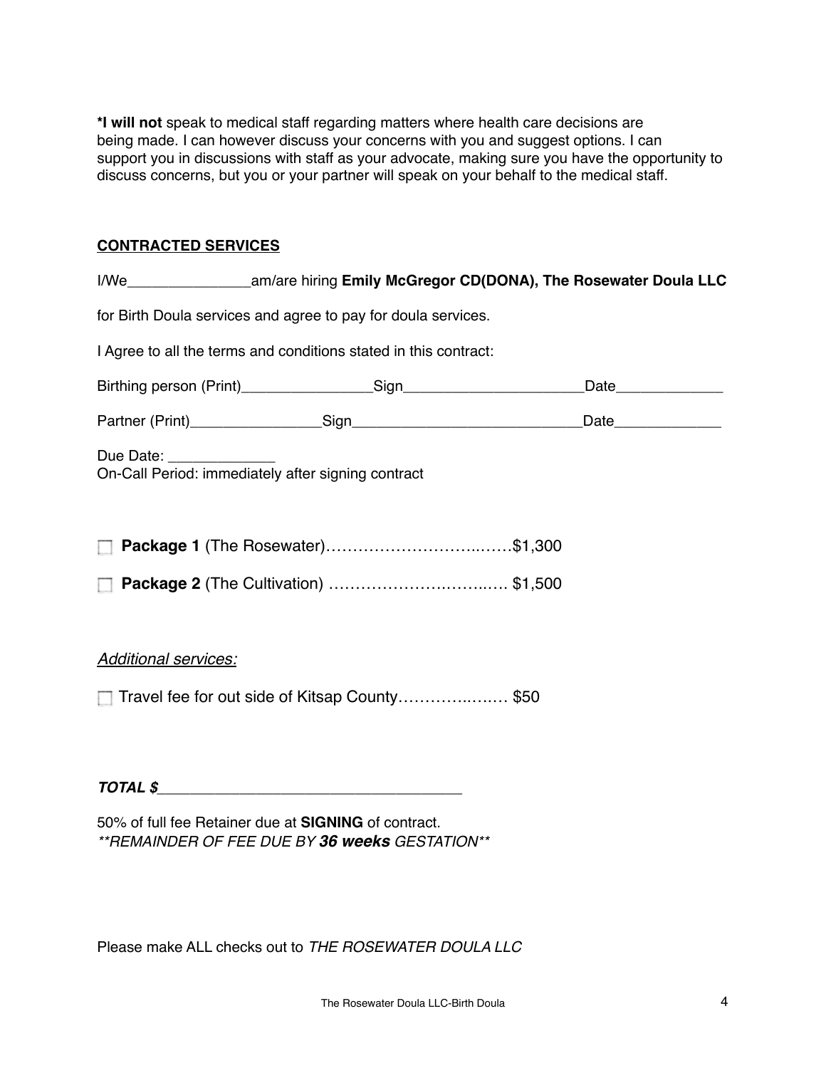**\*I will not** speak to medical staff regarding matters where health care decisions are being made. I can however discuss your concerns with you and suggest options. I can support you in discussions with staff as your advocate, making sure you have the opportunity to discuss concerns, but you or your partner will speak on your behalf to the medical staff.

## CONTRACTED SERVICES

I/We_______________am/are hiring **Emily McGregor CD(DONA), The Rosewater Doula LLC**

for Birth Doula services and agree to pay for doula services.

I Agree to all the terms and conditions stated in this contract:

Birthing person (Print)________________Sign______________________Date_____________

Partner (Print)________________Sign____________________________Date_____________

Due Date: _____________
On-Call Period: immediately after signing contract

☐ **Package 1** (The Rosewater)……………………….……$1,300

☐ **Package 2** (The Cultivation) …………………….……..…. $1,500

*Additional services:*

☐ Travel fee for out side of Kitsap County……………..…… $50

***TOTAL $***____________________________________

50% of full fee Retainer due at **SIGNING** of contract.
*\*\*REMAINDER OF FEE DUE BY **36 weeks** GESTATION\*\**

Please make ALL checks out to *THE ROSEWATER DOULA LLC*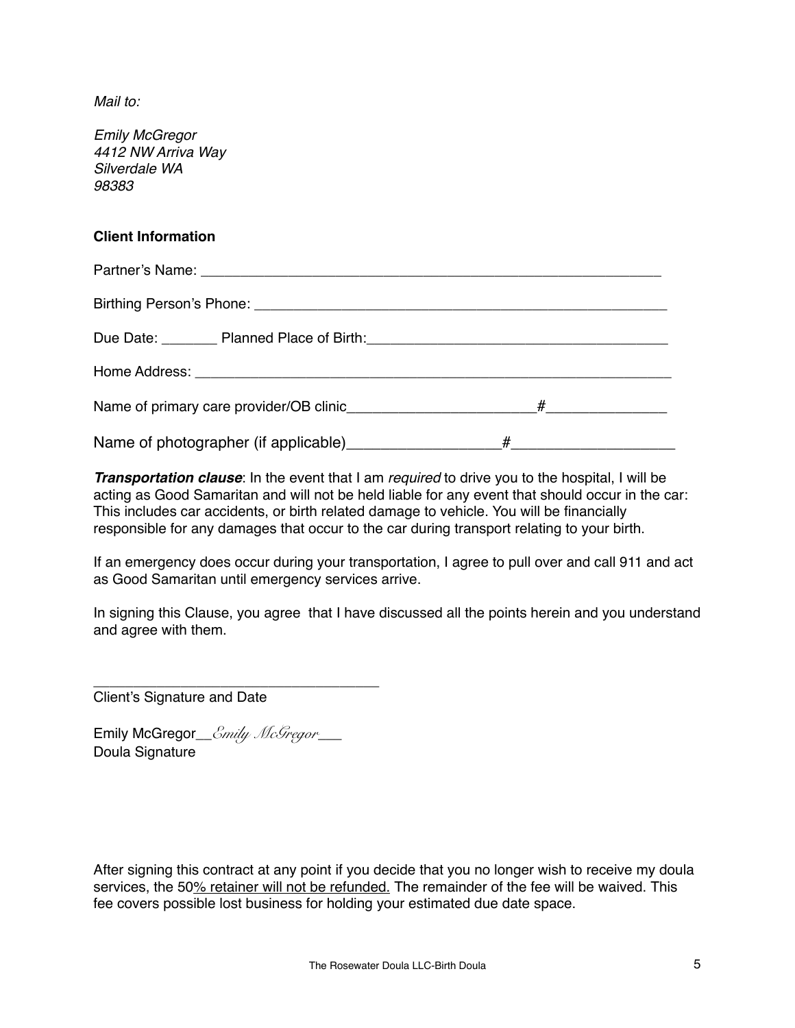*Mail to:*

*Emily McGregor*
*4412 NW Arriva Way*
*Silverdale WA*
*98383*

**Client Information**

Partner's Name: ___________________________________________________________

Birthing Person's Phone: _____________________________________________________

Due Date: _______ Planned Place of Birth:_____________________________________

Home Address: ______________________________________________________________

Name of primary care provider/OB clinic_______________________#_______________

Name of photographer (if applicable)__________________#____________________

***Transportation clause***: In the event that I am *required* to drive you to the hospital, I will be acting as Good Samaritan and will not be held liable for any event that should occur in the car: This includes car accidents, or birth related damage to vehicle. You will be financially responsible for any damages that occur to the car during transport relating to your birth.

If an emergency does occur during your transportation, I agree to pull over and call 911 and act as Good Samaritan until emergency services arrive.

In signing this Clause, you agree that I have discussed all the points herein and you understand and agree with them.

____________________________________
Client's Signature and Date

Emily McGregor__*Emily McGregor*___
Doula Signature

After signing this contract at any point if you decide that you no longer wish to receive my doula services, the 50% retainer will not be refunded. The remainder of the fee will be waived. This fee covers possible lost business for holding your estimated due date space.